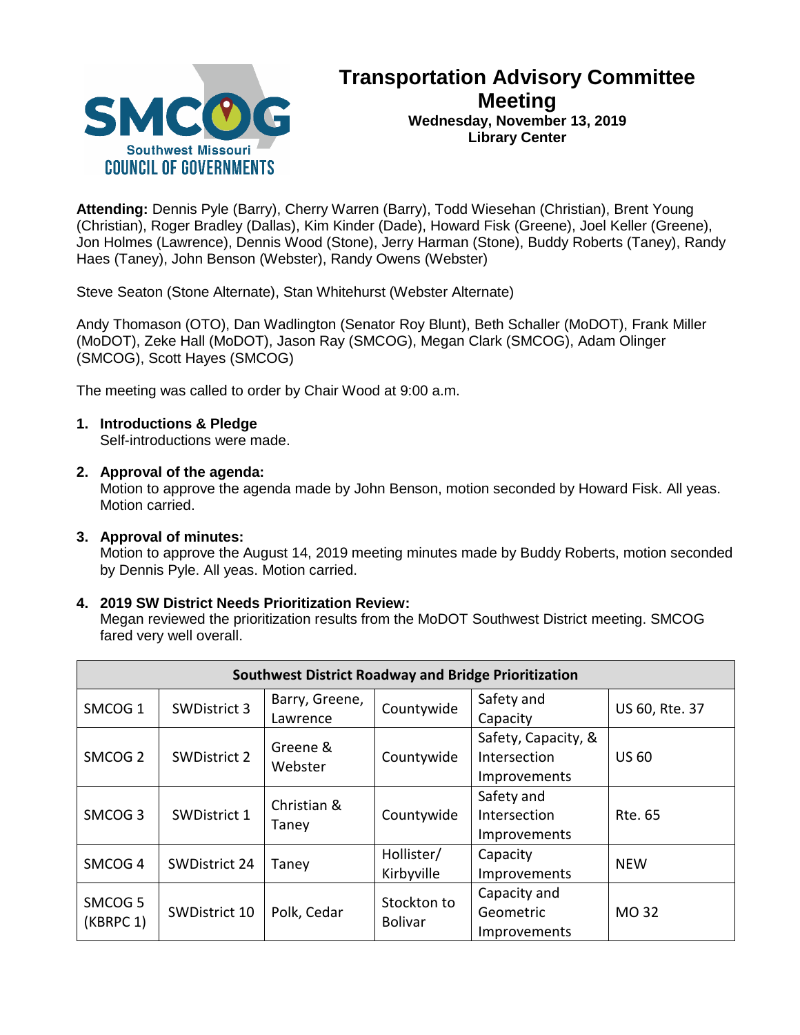# Transportation Advisory Committee Meeting

**Wednesday, November 13, 2019**
**Library Center**

**Attending:** Dennis Pyle (Barry), Cherry Warren (Barry), Todd Wiesehan (Christian), Brent Young (Christian), Roger Bradley (Dallas), Kim Kinder (Dade), Howard Fisk (Greene), Joel Keller (Greene), Jon Holmes (Lawrence), Dennis Wood (Stone), Jerry Harman (Stone), Buddy Roberts (Taney), Randy Haes (Taney), John Benson (Webster), Randy Owens (Webster)

Steve Seaton (Stone Alternate), Stan Whitehurst (Webster Alternate)

Andy Thomason (OTO), Dan Wadlington (Senator Roy Blunt), Beth Schaller (MoDOT), Frank Miller (MoDOT), Zeke Hall (MoDOT), Jason Ray (SMCOG), Megan Clark (SMCOG), Adam Olinger (SMCOG), Scott Hayes (SMCOG)

The meeting was called to order by Chair Wood at 9:00 a.m.

1. **Introductions & Pledge**
   Self-introductions were made.

2. **Approval of the agenda:**
   Motion to approve the agenda made by John Benson, motion seconded by Howard Fisk. All yeas. Motion carried.

3. **Approval of minutes:**
   Motion to approve the August 14, 2019 meeting minutes made by Buddy Roberts, motion seconded by Dennis Pyle. All yeas. Motion carried.

4. **2019 SW District Needs Prioritization Review:**
   Megan reviewed the prioritization results from the MoDOT Southwest District meeting. SMCOG fared very well overall.

| Southwest District Roadway and Bridge Prioritization | | | | | |
|---|---|---|---|---|---|
| SMCOG 1 | SWDistrict 3 | Barry, Greene, Lawrence | Countywide | Safety and Capacity | US 60, Rte. 37 |
| SMCOG 2 | SWDistrict 2 | Greene & Webster | Countywide | Safety, Capacity, & Intersection Improvements | US 60 |
| SMCOG 3 | SWDistrict 1 | Christian & Taney | Countywide | Safety and Intersection Improvements | Rte. 65 |
| SMCOG 4 | SWDistrict 24 | Taney | Hollister/ Kirbyville | Capacity Improvements | NEW |
| SMCOG 5 (KBRPC 1) | SWDistrict 10 | Polk, Cedar | Stockton to Bolivar | Capacity and Geometric Improvements | MO 32 |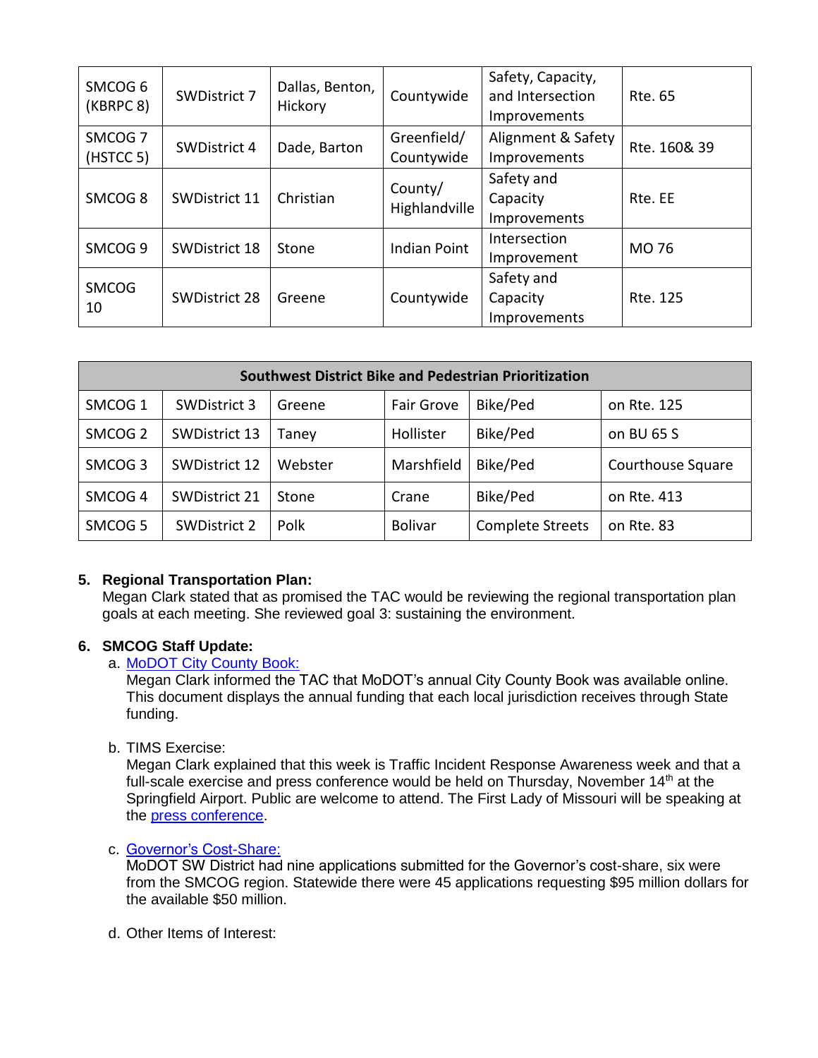| SMCOG 6 (KBRPC 8) | SWDistrict 7 | Dallas, Benton, Hickory | Countywide | Safety, Capacity, and Intersection Improvements | Rte. 65 |
|---|---|---|---|---|---|
| SMCOG 7 (HSTCC 5) | SWDistrict 4 | Dade, Barton | Greenfield/ Countywide | Alignment & Safety Improvements | Rte. 160& 39 |
| SMCOG 8 | SWDistrict 11 | Christian | County/ Highlandville | Safety and Capacity Improvements | Rte. EE |
| SMCOG 9 | SWDistrict 18 | Stone | Indian Point | Intersection Improvement | MO 76 |
| SMCOG 10 | SWDistrict 28 | Greene | Countywide | Safety and Capacity Improvements | Rte. 125 |

| Southwest District Bike and Pedestrian Prioritization | | | | | |
|---|---|---|---|---|---|
| SMCOG 1 | SWDistrict 3 | Greene | Fair Grove | Bike/Ped | on Rte. 125 |
| SMCOG 2 | SWDistrict 13 | Taney | Hollister | Bike/Ped | on BU 65 S |
| SMCOG 3 | SWDistrict 12 | Webster | Marshfield | Bike/Ped | Courthouse Square |
| SMCOG 4 | SWDistrict 21 | Stone | Crane | Bike/Ped | on Rte. 413 |
| SMCOG 5 | SWDistrict 2 | Polk | Bolivar | Complete Streets | on Rte. 83 |

**5. Regional Transportation Plan:**

Megan Clark stated that as promised the TAC would be reviewing the regional transportation plan goals at each meeting. She reviewed goal 3: sustaining the environment.

**6. SMCOG Staff Update:**

a. MoDOT City County Book:

Megan Clark informed the TAC that MoDOT's annual City County Book was available online. This document displays the annual funding that each local jurisdiction receives through State funding.

b. TIMS Exercise:

Megan Clark explained that this week is Traffic Incident Response Awareness week and that a full-scale exercise and press conference would be held on Thursday, November 14th at the Springfield Airport. Public are welcome to attend. The First Lady of Missouri will be speaking at the press conference.

c. Governor's Cost-Share:

MoDOT SW District had nine applications submitted for the Governor's cost-share, six were from the SMCOG region. Statewide there were 45 applications requesting $95 million dollars for the available $50 million.

d. Other Items of Interest: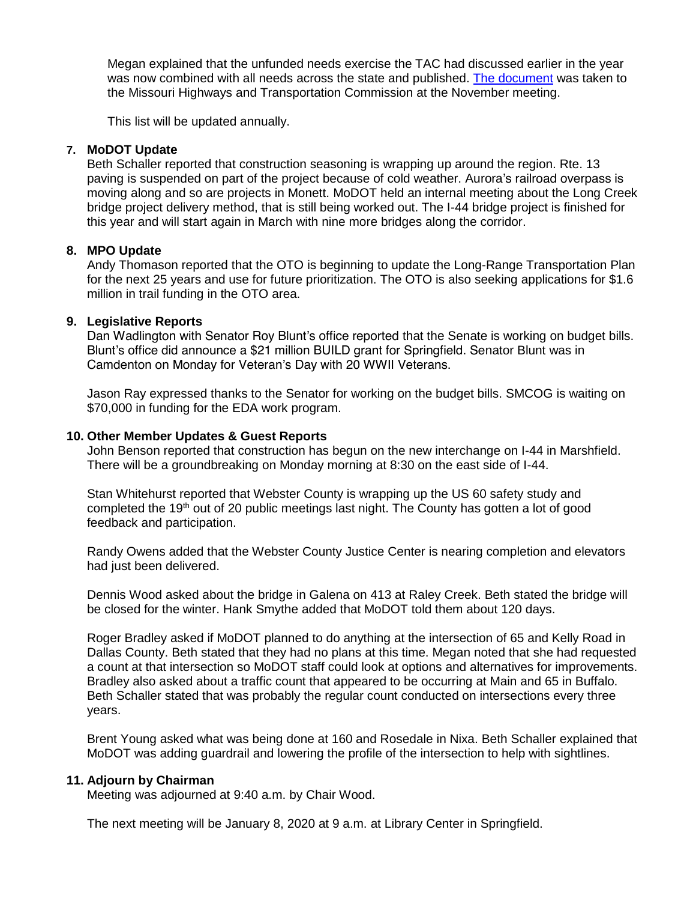Megan explained that the unfunded needs exercise the TAC had discussed earlier in the year was now combined with all needs across the state and published. [The document] was taken to the Missouri Highways and Transportation Commission at the November meeting.

This list will be updated annually.

**7. MoDOT Update**

Beth Schaller reported that construction seasoning is wrapping up around the region. Rte. 13 paving is suspended on part of the project because of cold weather. Aurora's railroad overpass is moving along and so are projects in Monett. MoDOT held an internal meeting about the Long Creek bridge project delivery method, that is still being worked out. The I-44 bridge project is finished for this year and will start again in March with nine more bridges along the corridor.

**8. MPO Update**

Andy Thomason reported that the OTO is beginning to update the Long-Range Transportation Plan for the next 25 years and use for future prioritization. The OTO is also seeking applications for $1.6 million in trail funding in the OTO area.

**9. Legislative Reports**

Dan Wadlington with Senator Roy Blunt's office reported that the Senate is working on budget bills. Blunt's office did announce a $21 million BUILD grant for Springfield. Senator Blunt was in Camdenton on Monday for Veteran's Day with 20 WWII Veterans.

Jason Ray expressed thanks to the Senator for working on the budget bills. SMCOG is waiting on $70,000 in funding for the EDA work program.

**10. Other Member Updates & Guest Reports**

John Benson reported that construction has begun on the new interchange on I-44 in Marshfield. There will be a groundbreaking on Monday morning at 8:30 on the east side of I-44.

Stan Whitehurst reported that Webster County is wrapping up the US 60 safety study and completed the 19th out of 20 public meetings last night. The County has gotten a lot of good feedback and participation.

Randy Owens added that the Webster County Justice Center is nearing completion and elevators had just been delivered.

Dennis Wood asked about the bridge in Galena on 413 at Raley Creek. Beth stated the bridge will be closed for the winter. Hank Smythe added that MoDOT told them about 120 days.

Roger Bradley asked if MoDOT planned to do anything at the intersection of 65 and Kelly Road in Dallas County. Beth stated that they had no plans at this time. Megan noted that she had requested a count at that intersection so MoDOT staff could look at options and alternatives for improvements. Bradley also asked about a traffic count that appeared to be occurring at Main and 65 in Buffalo. Beth Schaller stated that was probably the regular count conducted on intersections every three years.

Brent Young asked what was being done at 160 and Rosedale in Nixa. Beth Schaller explained that MoDOT was adding guardrail and lowering the profile of the intersection to help with sightlines.

**11. Adjourn by Chairman**

Meeting was adjourned at 9:40 a.m. by Chair Wood.

The next meeting will be January 8, 2020 at 9 a.m. at Library Center in Springfield.